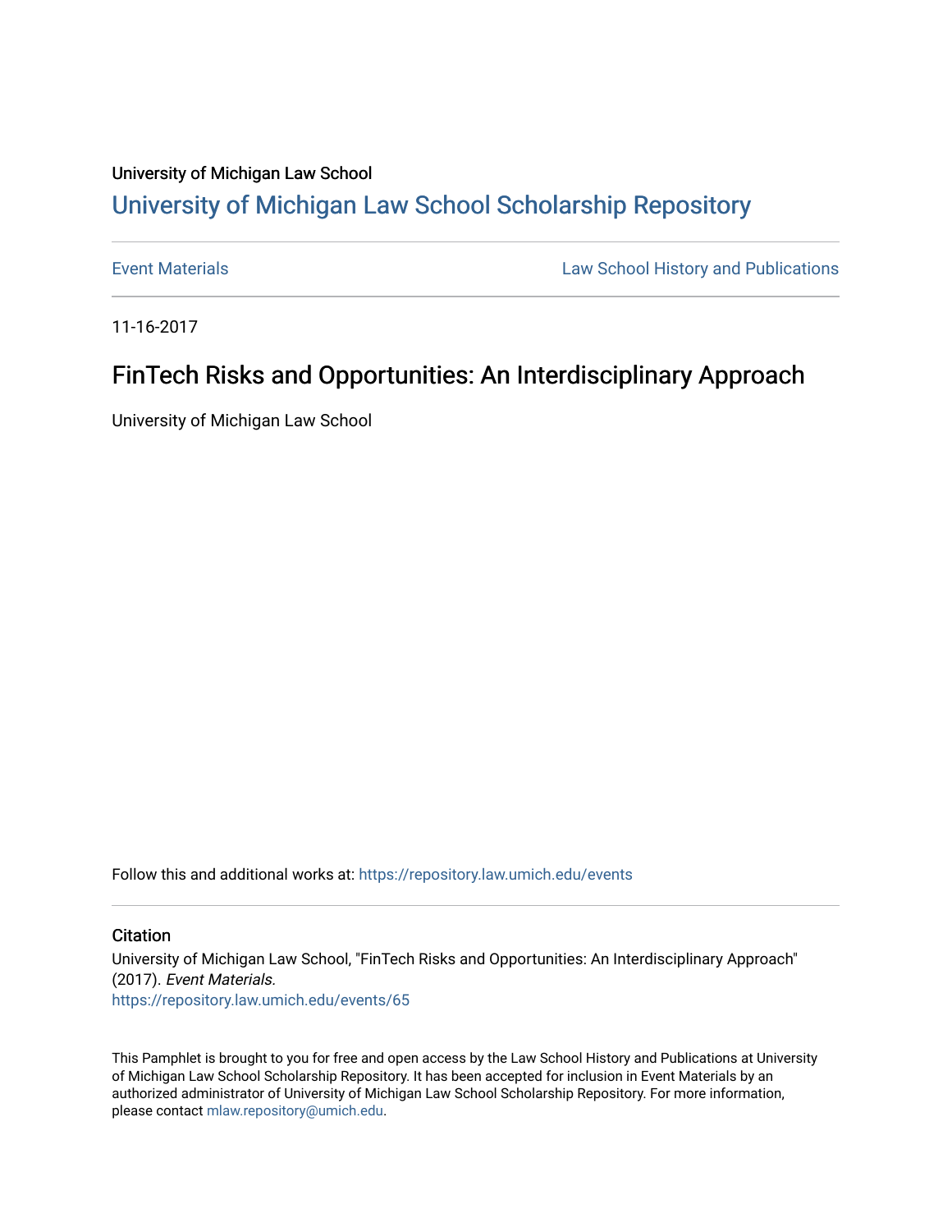University of Michigan Law School

## University of Michigan Law School Scholarship Repository

Event Materials

Law School History and Publications

11-16-2017

# FinTech Risks and Opportunities: An Interdisciplinary Approach

University of Michigan Law School

Follow this and additional works at: https://repository.law.umich.edu/events

### Citation

University of Michigan Law School, "FinTech Risks and Opportunities: An Interdisciplinary Approach" (2017). *Event Materials.*
https://repository.law.umich.edu/events/65

This Pamphlet is brought to you for free and open access by the Law School History and Publications at University of Michigan Law School Scholarship Repository. It has been accepted for inclusion in Event Materials by an authorized administrator of University of Michigan Law School Scholarship Repository. For more information, please contact mlaw.repository@umich.edu.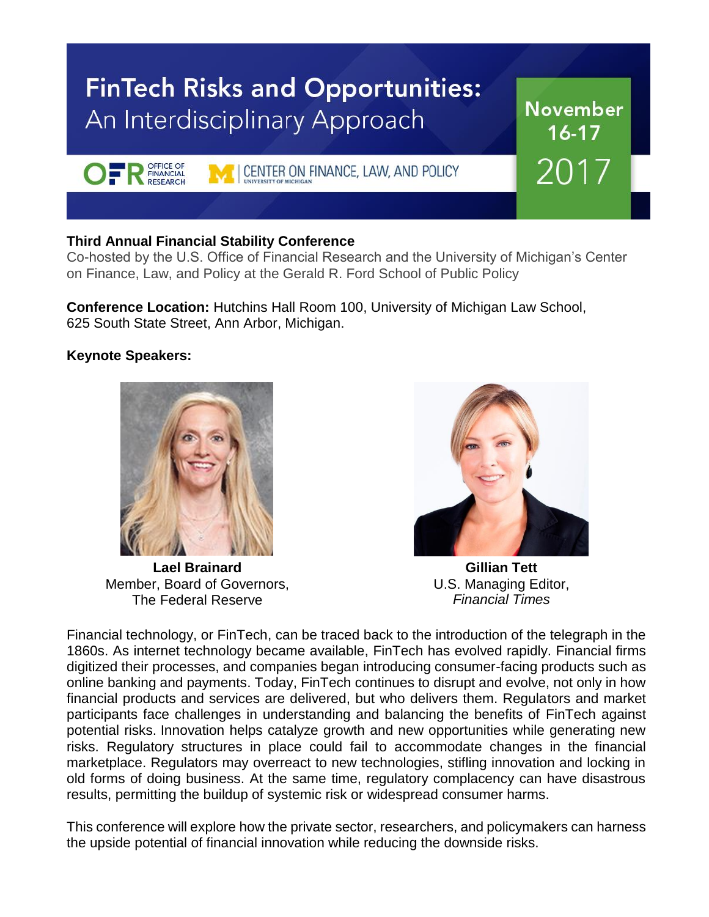# FinTech Risks and Opportunities: An Interdisciplinary Approach

**November 16-17 2017**

OFR OFFICE OF FINANCIAL RESEARCH | CENTER ON FINANCE, LAW, AND POLICY UNIVERSITY OF MICHIGAN

**Third Annual Financial Stability Conference**

Co-hosted by the U.S. Office of Financial Research and the University of Michigan's Center on Finance, Law, and Policy at the Gerald R. Ford School of Public Policy

**Conference Location:** Hutchins Hall Room 100, University of Michigan Law School, 625 South State Street, Ann Arbor, Michigan.

**Keynote Speakers:**

**Lael Brainard**
Member, Board of Governors,
The Federal Reserve

**Gillian Tett**
U.S. Managing Editor,
*Financial Times*

Financial technology, or FinTech, can be traced back to the introduction of the telegraph in the 1860s. As internet technology became available, FinTech has evolved rapidly. Financial firms digitized their processes, and companies began introducing consumer-facing products such as online banking and payments. Today, FinTech continues to disrupt and evolve, not only in how financial products and services are delivered, but who delivers them. Regulators and market participants face challenges in understanding and balancing the benefits of FinTech against potential risks. Innovation helps catalyze growth and new opportunities while generating new risks. Regulatory structures in place could fail to accommodate changes in the financial marketplace. Regulators may overreact to new technologies, stifling innovation and locking in old forms of doing business. At the same time, regulatory complacency can have disastrous results, permitting the buildup of systemic risk or widespread consumer harms.

This conference will explore how the private sector, researchers, and policymakers can harness the upside potential of financial innovation while reducing the downside risks.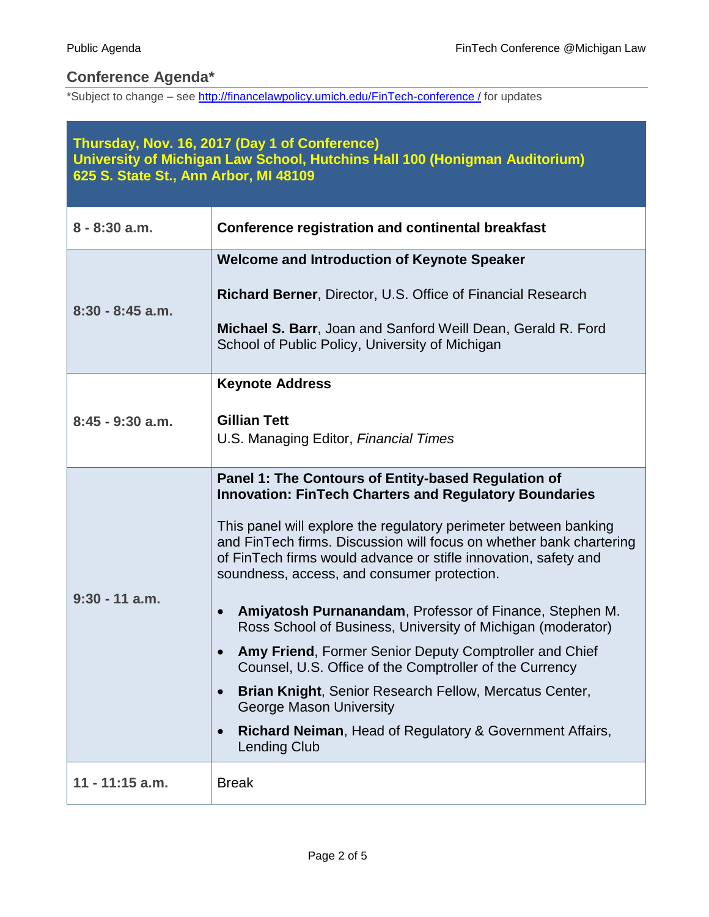## Conference Agenda*

*Subject to change – see [http://financelawpolicy.umich.edu/FinTech-conference /](http://financelawpolicy.umich.edu/FinTech-conference/) for updates

| **Thursday, Nov. 16, 2017 (Day 1 of Conference)**<br>**University of Michigan Law School, Hutchins Hall 100 (Honigman Auditorium)**<br>**625 S. State St., Ann Arbor, MI 48109** | |
|---|---|
| **8 - 8:30 a.m.** | **Conference registration and continental breakfast** |
| **8:30 - 8:45 a.m.** | **Welcome and Introduction of Keynote Speaker**<br><br>**Richard Berner**, Director, U.S. Office of Financial Research<br><br>**Michael S. Barr**, Joan and Sanford Weill Dean, Gerald R. Ford School of Public Policy, University of Michigan |
| **8:45 - 9:30 a.m.** | **Keynote Address**<br><br>**Gillian Tett**<br>U.S. Managing Editor, *Financial Times* |
| **9:30 - 11 a.m.** | **Panel 1: The Contours of Entity-based Regulation of Innovation: FinTech Charters and Regulatory Boundaries**<br><br>This panel will explore the regulatory perimeter between banking and FinTech firms. Discussion will focus on whether bank chartering of FinTech firms would advance or stifle innovation, safety and soundness, access, and consumer protection.<br><br>• **Amiyatosh Purnanandam**, Professor of Finance, Stephen M. Ross School of Business, University of Michigan (moderator)<br>• **Amy Friend**, Former Senior Deputy Comptroller and Chief Counsel, U.S. Office of the Comptroller of the Currency<br>• **Brian Knight**, Senior Research Fellow, Mercatus Center, George Mason University<br>• **Richard Neiman**, Head of Regulatory & Government Affairs, Lending Club |
| **11 - 11:15 a.m.** | Break |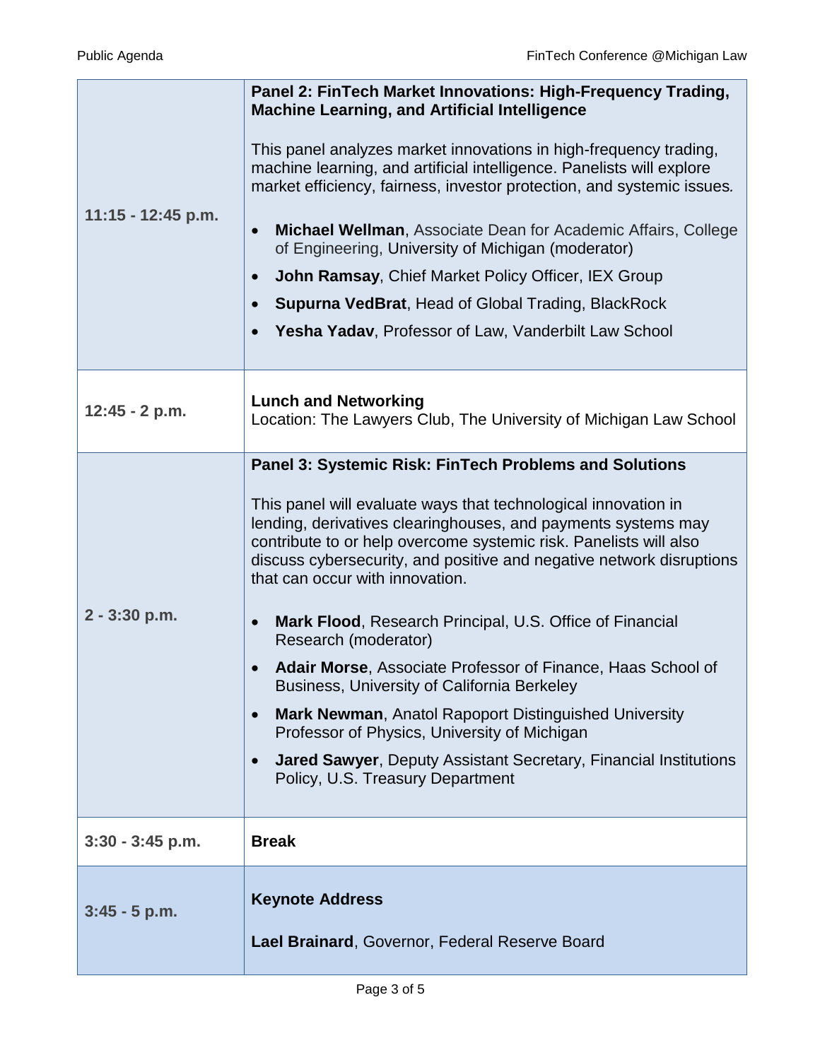| | |
|---|---|
| **11:15 - 12:45 p.m.** | **Panel 2: FinTech Market Innovations: High-Frequency Trading, Machine Learning, and Artificial Intelligence**<br><br>This panel analyzes market innovations in high-frequency trading, machine learning, and artificial intelligence. Panelists will explore market efficiency, fairness, investor protection, and systemic issues.<br><br>• **Michael Wellman**, Associate Dean for Academic Affairs, College of Engineering, University of Michigan (moderator)<br>• **John Ramsay**, Chief Market Policy Officer, IEX Group<br>• **Supurna VedBrat**, Head of Global Trading, BlackRock<br>• **Yesha Yadav**, Professor of Law, Vanderbilt Law School |
| **12:45 - 2 p.m.** | **Lunch and Networking**<br>Location: The Lawyers Club, The University of Michigan Law School |
| **2 - 3:30 p.m.** | **Panel 3: Systemic Risk: FinTech Problems and Solutions**<br><br>This panel will evaluate ways that technological innovation in lending, derivatives clearinghouses, and payments systems may contribute to or help overcome systemic risk. Panelists will also discuss cybersecurity, and positive and negative network disruptions that can occur with innovation.<br><br>• **Mark Flood**, Research Principal, U.S. Office of Financial Research (moderator)<br>• **Adair Morse**, Associate Professor of Finance, Haas School of Business, University of California Berkeley<br>• **Mark Newman**, Anatol Rapoport Distinguished University Professor of Physics, University of Michigan<br>• **Jared Sawyer**, Deputy Assistant Secretary, Financial Institutions Policy, U.S. Treasury Department |
| **3:30 - 3:45 p.m.** | **Break** |
| **3:45 - 5 p.m.** | **Keynote Address**<br><br>**Lael Brainard**, Governor, Federal Reserve Board |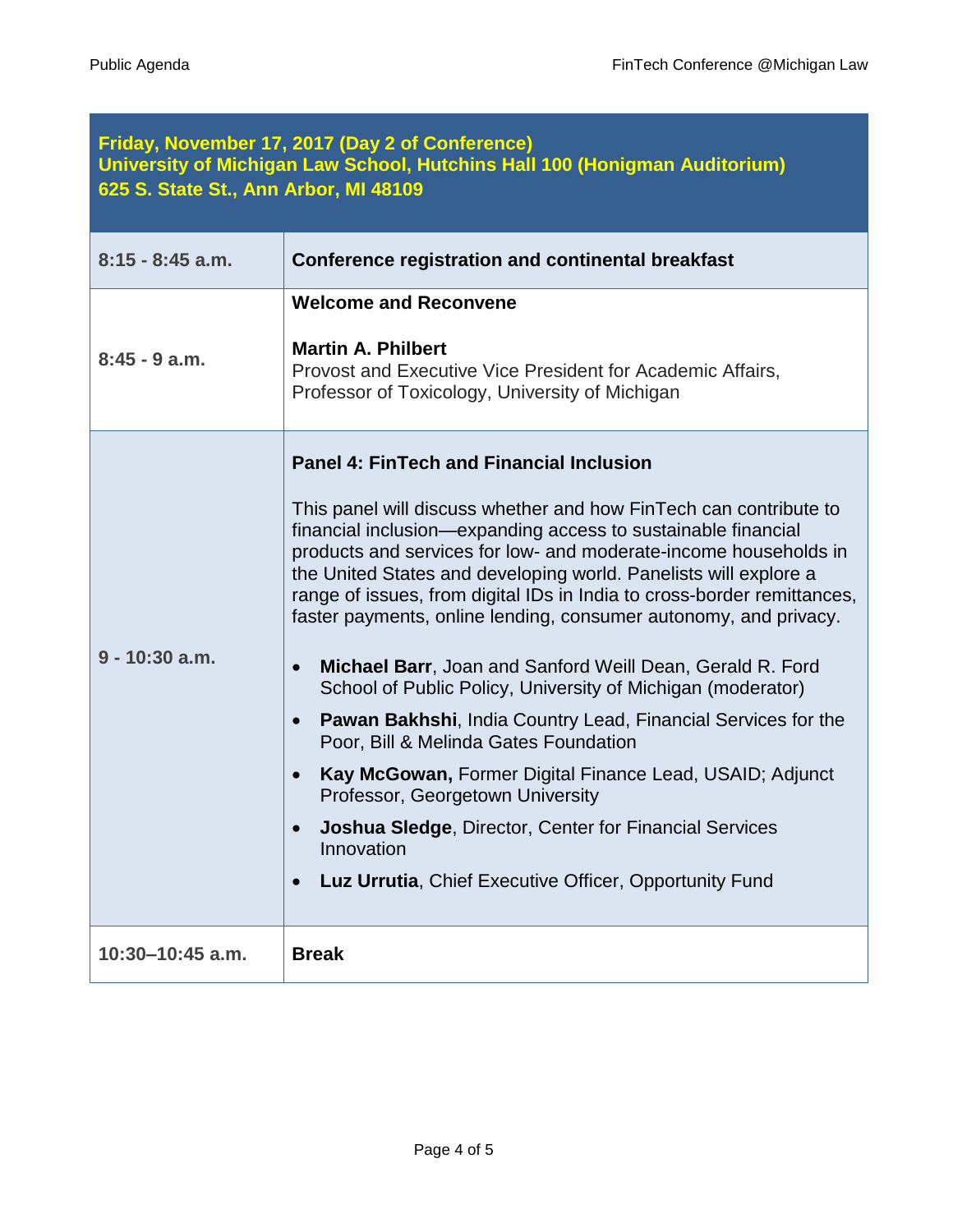## Friday, November 17, 2017 (Day 2 of Conference)
## University of Michigan Law School, Hutchins Hall 100 (Honigman Auditorium)
## 625 S. State St., Ann Arbor, MI 48109

| | |
|---|---|
| **8:15 - 8:45 a.m.** | **Conference registration and continental breakfast** |
| **8:45 - 9 a.m.** | **Welcome and Reconvene**<br><br>**Martin A. Philbert**<br>Provost and Executive Vice President for Academic Affairs, Professor of Toxicology, University of Michigan |
| **9 - 10:30 a.m.** | **Panel 4: FinTech and Financial Inclusion**<br><br>This panel will discuss whether and how FinTech can contribute to financial inclusion—expanding access to sustainable financial products and services for low- and moderate-income households in the United States and developing world. Panelists will explore a range of issues, from digital IDs in India to cross-border remittances, faster payments, online lending, consumer autonomy, and privacy.<br><br>• **Michael Barr**, Joan and Sanford Weill Dean, Gerald R. Ford School of Public Policy, University of Michigan (moderator)<br>• **Pawan Bakhshi**, India Country Lead, Financial Services for the Poor, Bill & Melinda Gates Foundation<br>• **Kay McGowan,** Former Digital Finance Lead, USAID; Adjunct Professor, Georgetown University<br>• **Joshua Sledge**, Director, Center for Financial Services Innovation<br>• **Luz Urrutia**, Chief Executive Officer, Opportunity Fund |
| **10:30–10:45 a.m.** | **Break** |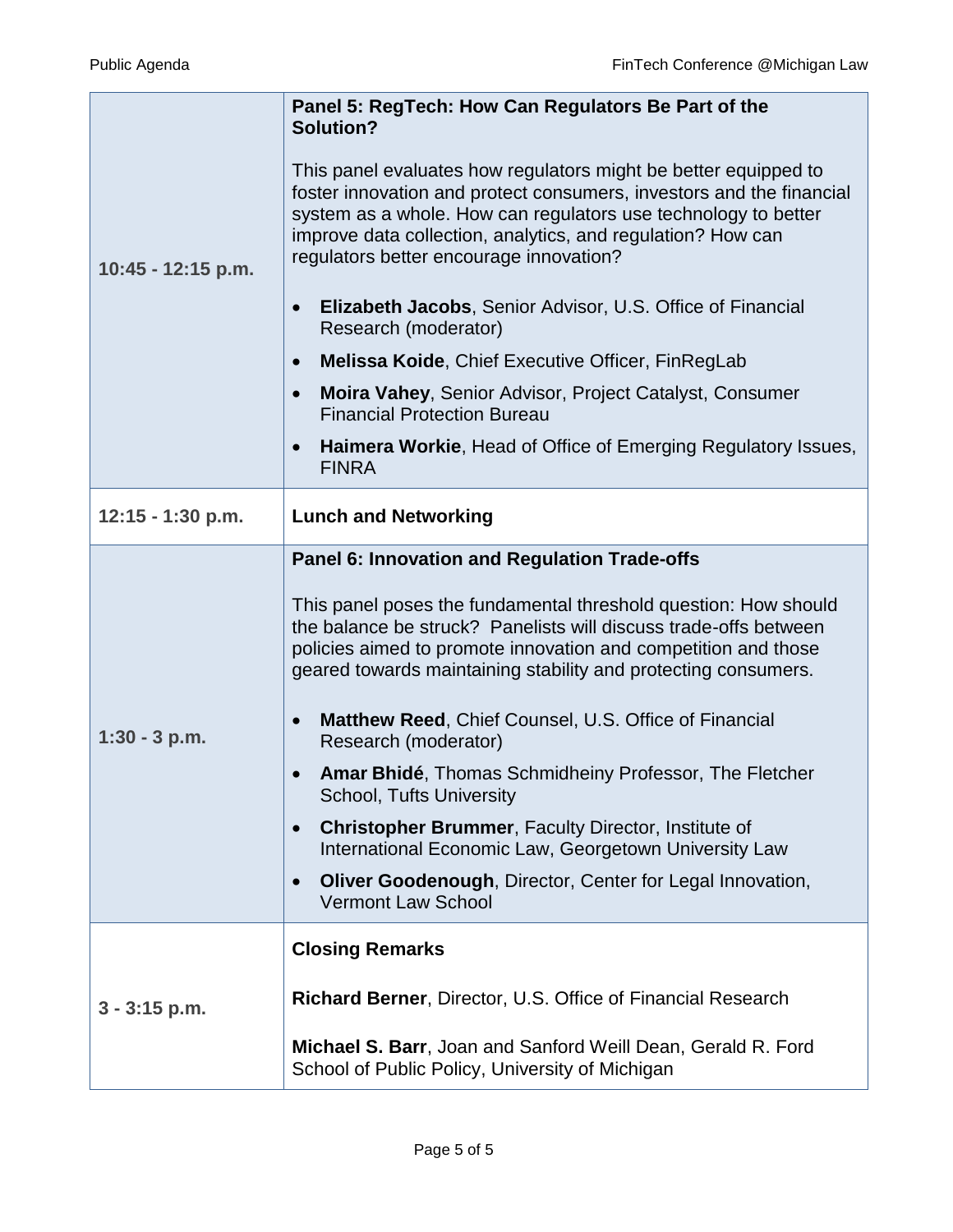| | |
|---|---|
| 10:45 - 12:15 p.m. | **Panel 5: RegTech: How Can Regulators Be Part of the Solution?**<br><br>This panel evaluates how regulators might be better equipped to foster innovation and protect consumers, investors and the financial system as a whole. How can regulators use technology to better improve data collection, analytics, and regulation? How can regulators better encourage innovation?<br><br>• **Elizabeth Jacobs**, Senior Advisor, U.S. Office of Financial Research (moderator)<br>• **Melissa Koide**, Chief Executive Officer, FinRegLab<br>• **Moira Vahey**, Senior Advisor, Project Catalyst, Consumer Financial Protection Bureau<br>• **Haimera Workie**, Head of Office of Emerging Regulatory Issues, FINRA |
| 12:15 - 1:30 p.m. | **Lunch and Networking** |
| 1:30 - 3 p.m. | **Panel 6: Innovation and Regulation Trade-offs**<br><br>This panel poses the fundamental threshold question: How should the balance be struck? Panelists will discuss trade-offs between policies aimed to promote innovation and competition and those geared towards maintaining stability and protecting consumers.<br><br>• **Matthew Reed**, Chief Counsel, U.S. Office of Financial Research (moderator)<br>• **Amar Bhidé**, Thomas Schmidheiny Professor, The Fletcher School, Tufts University<br>• **Christopher Brummer**, Faculty Director, Institute of International Economic Law, Georgetown University Law<br>• **Oliver Goodenough**, Director, Center for Legal Innovation, Vermont Law School |
| 3 - 3:15 p.m. | **Closing Remarks**<br><br>**Richard Berner**, Director, U.S. Office of Financial Research<br><br>**Michael S. Barr**, Joan and Sanford Weill Dean, Gerald R. Ford School of Public Policy, University of Michigan |